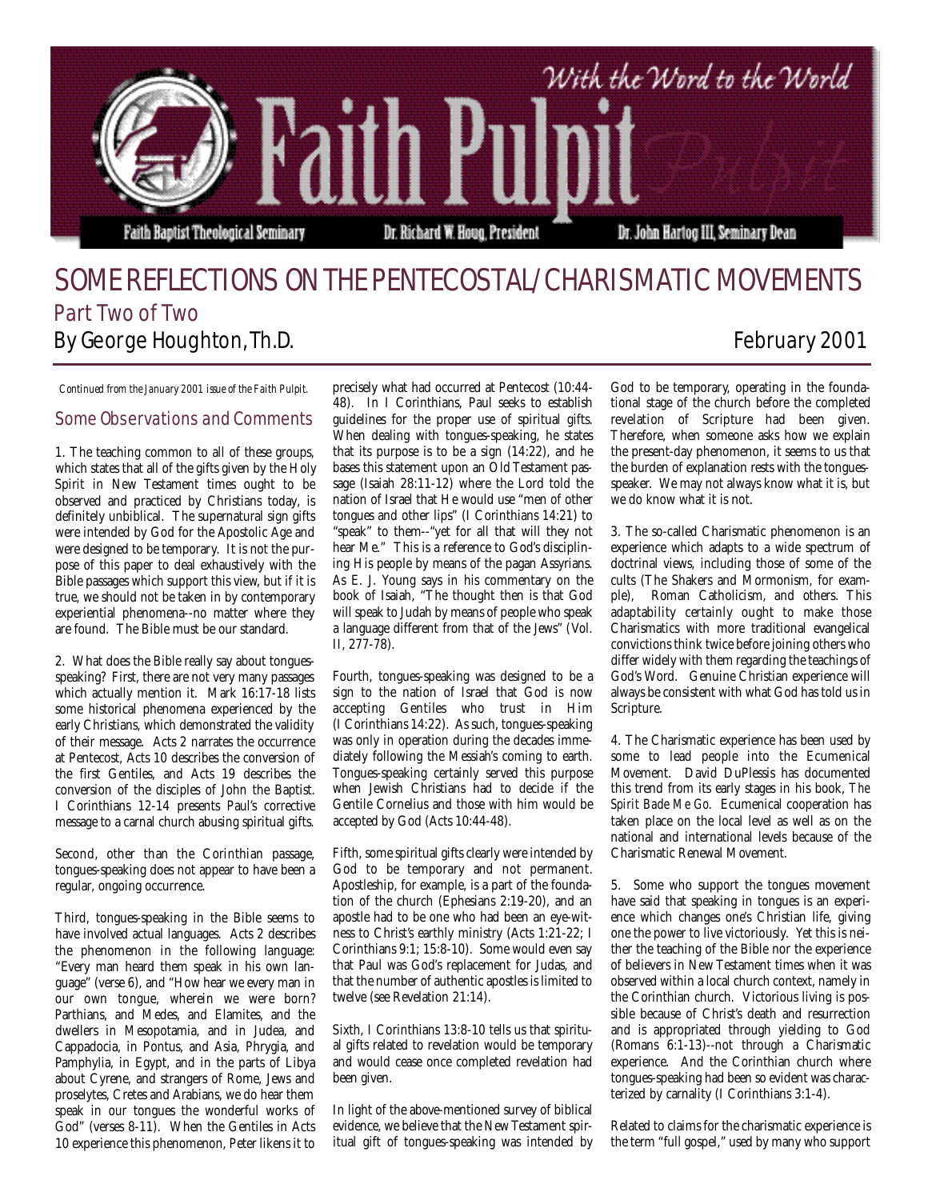# Faith Pulpit

*With the Word to the World*

Faith Baptist Theological Seminary — Dr. Richard W. Houg, President — Dr. John Hartog III, Seminary Dean

# SOME REFLECTIONS ON THE PENTECOSTAL/CHARISMATIC MOVEMENTS

## Part Two of Two

By George Houghton, Th.D.

February 2001

*Continued from the January 2001 issue of the Faith Pulpit.*

### Some Observations and Comments

1. The teaching common to all of these groups, which states that all of the gifts given by the Holy Spirit in New Testament times ought to be observed and practiced by Christians today, is definitely unbiblical. The supernatural sign gifts were intended by God for the Apostolic Age and were designed to be temporary. It is not the purpose of this paper to deal exhaustively with the Bible passages which support this view, but if it is true, we should not be taken in by contemporary experiential phenomena--no matter where they are found. The Bible must be our standard.

2. What does the Bible really say about tongues-speaking? First, there are not very many passages which actually mention it. Mark 16:17-18 lists some historical phenomena experienced by the early Christians, which demonstrated the validity of their message. Acts 2 narrates the occurrence at Pentecost, Acts 10 describes the conversion of the first Gentiles, and Acts 19 describes the conversion of the disciples of John the Baptist. I Corinthians 12-14 presents Paul's corrective message to a carnal church abusing spiritual gifts.

Second, other than the Corinthian passage, tongues-speaking does not appear to have been a regular, ongoing occurrence.

Third, tongues-speaking in the Bible seems to have involved actual languages. Acts 2 describes the phenomenon in the following language: "Every man heard them speak in his own language" (verse 6), and "How hear we every man in our own tongue, wherein we were born? Parthians, and Medes, and Elamites, and the dwellers in Mesopotamia, and in Judea, and Cappadocia, in Pontus, and Asia, Phrygia, and Pamphylia, in Egypt, and in the parts of Libya about Cyrene, and strangers of Rome, Jews and proselytes, Cretes and Arabians, we do hear them speak in our tongues the wonderful works of God" (verses 8-11). When the Gentiles in Acts 10 experience this phenomenon, Peter likens it to precisely what had occurred at Pentecost (10:44-48). In I Corinthians, Paul seeks to establish guidelines for the proper use of spiritual gifts. When dealing with tongues-speaking, he states that its purpose is to be a sign (14:22), and he bases this statement upon an Old Testament passage (Isaiah 28:11-12) where the Lord told the nation of Israel that He would use "men of other tongues and other lips" (I Corinthians 14:21) to "speak" to them--"yet for all that will they not hear Me." This is a reference to God's disciplining His people by means of the pagan Assyrians. As E. J. Young says in his commentary on the book of Isaiah, "The thought then is that God will speak to Judah by means of people who speak a language different from that of the Jews" (Vol. II, 277-78).

Fourth, tongues-speaking was designed to be a sign to the nation of Israel that God is now accepting Gentiles who trust in Him (I Corinthians 14:22). As such, tongues-speaking was only in operation during the decades immediately following the Messiah's coming to earth. Tongues-speaking certainly served this purpose when Jewish Christians had to decide if the Gentile Cornelius and those with him would be accepted by God (Acts 10:44-48).

Fifth, some spiritual gifts clearly were intended by God to be temporary and not permanent. Apostleship, for example, is a part of the foundation of the church (Ephesians 2:19-20), and an apostle had to be one who had been an eye-witness to Christ's earthly ministry (Acts 1:21-22; I Corinthians 9:1; 15:8-10). Some would even say that Paul was God's replacement for Judas, and that the number of authentic apostles is limited to twelve (see Revelation 21:14).

Sixth, I Corinthians 13:8-10 tells us that spiritual gifts related to revelation would be temporary and would cease once completed revelation had been given.

In light of the above-mentioned survey of biblical evidence, we believe that the New Testament spiritual gift of tongues-speaking was intended by God to be temporary, operating in the foundational stage of the church before the completed revelation of Scripture had been given. Therefore, when someone asks how we explain the present-day phenomenon, it seems to us that the burden of explanation rests with the tongues-speaker. We may not always know what it is, but we do know what it is not.

3. The so-called Charismatic phenomenon is an experience which adapts to a wide spectrum of doctrinal views, including those of some of the cults (The Shakers and Mormonism, for example), Roman Catholicism, and others. This adaptability certainly ought to make those Charismatics with more traditional evangelical convictions think twice before joining others who differ widely with them regarding the teachings of God's Word. Genuine Christian experience will always be consistent with what God has told us in Scripture.

4. The Charismatic experience has been used by some to lead people into the Ecumenical Movement. David DuPlessis has documented this trend from its early stages in his book, *The Spirit Bade Me Go*. Ecumenical cooperation has taken place on the local level as well as on the national and international levels because of the Charismatic Renewal Movement.

5. Some who support the tongues movement have said that speaking in tongues is an experience which changes one's Christian life, giving one the power to live victoriously. Yet this is neither the teaching of the Bible nor the experience of believers in New Testament times when it was observed within a local church context, namely in the Corinthian church. Victorious living is possible because of Christ's death and resurrection and is appropriated through yielding to God (Romans 6:1-13)--not through a Charismatic experience. And the Corinthian church where tongues-speaking had been so evident was characterized by carnality (I Corinthians 3:1-4).

Related to claims for the charismatic experience is the term "full gospel," used by many who support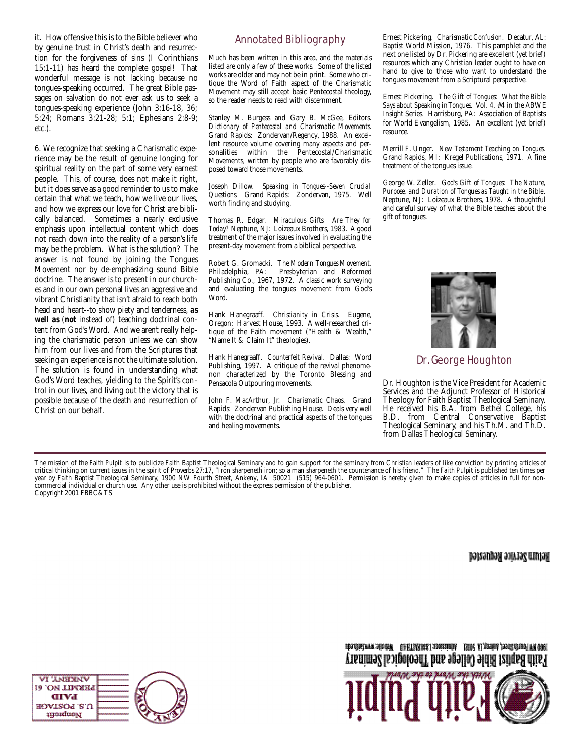it. How offensive this is to the Bible believer who by genuine trust in Christ's death and resurrection for the forgiveness of sins (I Corinthians 15:1-11) has heard the complete gospel! That wonderful message is not lacking because no tongues-speaking occurred. The great Bible passages on salvation do not ever ask us to seek a tongues-speaking experience (John 3:16-18, 36; 5:24; Romans 3:21-28; 5:1; Ephesians 2:8-9; etc.).

6. We recognize that seeking a Charismatic experience may be the result of genuine longing for spiritual reality on the part of some very earnest people. This, of course, does not make it right, but it does serve as a good reminder to us to make certain that what we teach, how we live our lives, and how we express our love for Christ are biblically balanced. Sometimes a nearly exclusive emphasis upon intellectual content which does not reach down into the reality of a person's life may be the problem. What is the solution? The answer is not found by joining the Tongues Movement nor by de-emphasizing sound Bible doctrine. The answer is to present in our churches and in our own personal lives an aggressive and vibrant Christianity that isn't afraid to reach both head and heart--to show piety and tenderness, **as well as** (**not** instead of) teaching doctrinal content from God's Word. And we aren't really helping the charismatic person unless we can show him from our lives and from the Scriptures that seeking an experience is not the ultimate solution. The solution is found in understanding what God's Word teaches, yielding to the Spirit's control in our lives, and living out the victory that is possible because of the death and resurrection of Christ on our behalf.

## Annotated Bibliography

Much has been written in this area, and the materials listed are only a few of these works. Some of the listed works are older and may not be in print. Some who critique the Word of Faith aspect of the Charismatic Movement may still accept basic Pentecostal theology, so the reader needs to read with discernment.

Stanley M. Burgess and Gary B. McGee, Editors. *Dictionary of Pentecostal and Charismatic Movements.* Grand Rapids: Zondervan/Regency, 1988. An excellent resource volume covering many aspects and personalities within the Pentecostal/Charismatic Movements, written by people who are favorably disposed toward those movements.

Joseph Dillow. *Speaking in Tongues--Seven Crucial Questions.* Grand Rapids: Zondervan, 1975. Well worth finding and studying.

Thomas R. Edgar. *Miraculous Gifts: Are They for Today?* Neptune, NJ: Loizeaux Brothers, 1983. A good treatment of the major issues involved in evaluating the present-day movement from a biblical perspective.

Robert G. Gromacki. *The Modern Tongues Movement*. Philadelphia, PA: Presbyterian and Reformed Publishing Co., 1967, 1972. A classic work surveying and evaluating the tongues movement from God's Word.

Hank Hanegraaff. *Christianity in Crisis.* Eugene, Oregon: Harvest House, 1993. A well-researched critique of the Faith movement ("Health & Wealth," "Name It & Claim It" theologies).

Hank Hanegraaff. *Counterfeit Revival*. Dallas: Word Publishing, 1997. A critique of the revival phenomenon characterized by the Toronto Blessing and Pensacola Outpouring movements.

John F. MacArthur, Jr. *Charismatic Chaos.* Grand Rapids: Zondervan Publishing House. Deals very well with the doctrinal and practical aspects of the tongues and healing movements.

Ernest Pickering. *Charismatic Confusion*. Decatur, AL: Baptist World Mission, 1976. This pamphlet and the next one listed by Dr. Pickering are excellent (yet brief) resources which any Christian leader ought to have on hand to give to those who want to understand the tongues movement from a Scriptural perspective.

Ernest Pickering. *The Gift of Tongues: What the Bible Says about Speaking in Tongues.* Vol. 4, #4 in the ABWE Insight Series. Harrisburg, PA: Association of Baptists for World Evangelism, 1985. An excellent (yet brief) resource.

Merrill F. Unger. *New Testament Teaching on Tongues*. Grand Rapids, MI: Kregel Publications, 1971. A fine treatment of the tongues issue.

George W. Zeller. *God's Gift of Tongues: The Nature, Purpose, and Duration of Tongues as Taught in the Bible*. Neptune, NJ: Loizeaux Brothers, 1978. A thoughtful and careful survey of what the Bible teaches about the gift of tongues.

### Dr. George Houghton

Dr. Houghton is the Vice President for Academic Services and the Adjunct Professor of Historical Theology for Faith Baptist Theological Seminary. He received his B.A. from Bethel College, his B.D. from Central Conservative Baptist Theological Seminary, and his Th.M. and Th.D. from Dallas Theological Seminary.

The mission of the *Faith Pulpit* is to publicize Faith Baptist Theological Seminary and to gain support for the seminary from Christian leaders of like conviction by printing articles of critical thinking on current issues in the spirit of Proverbs 27:17, "Iron sharpeneth iron; so a man sharpeneth the countenance of his friend." The *Faith Pulpit* is published ten times per year by Faith Baptist Theological Seminary, 1900 NW Fourth Street, Ankeny, IA 50021 (515) 964-0601. Permission is hereby given to make copies of articles in full for non-commercial individual or church use. Any other use is prohibited without the express permission of the publisher.
Copyright 2001 FBBC&TS

Return Service Requested

Faith Pulpit
Wield the Word to the World
Faith Baptist Bible College and Theological Seminary

Nonprofit
U.S. POSTAGE
PAID
PERMIT NO. 19
ANKENY, IA